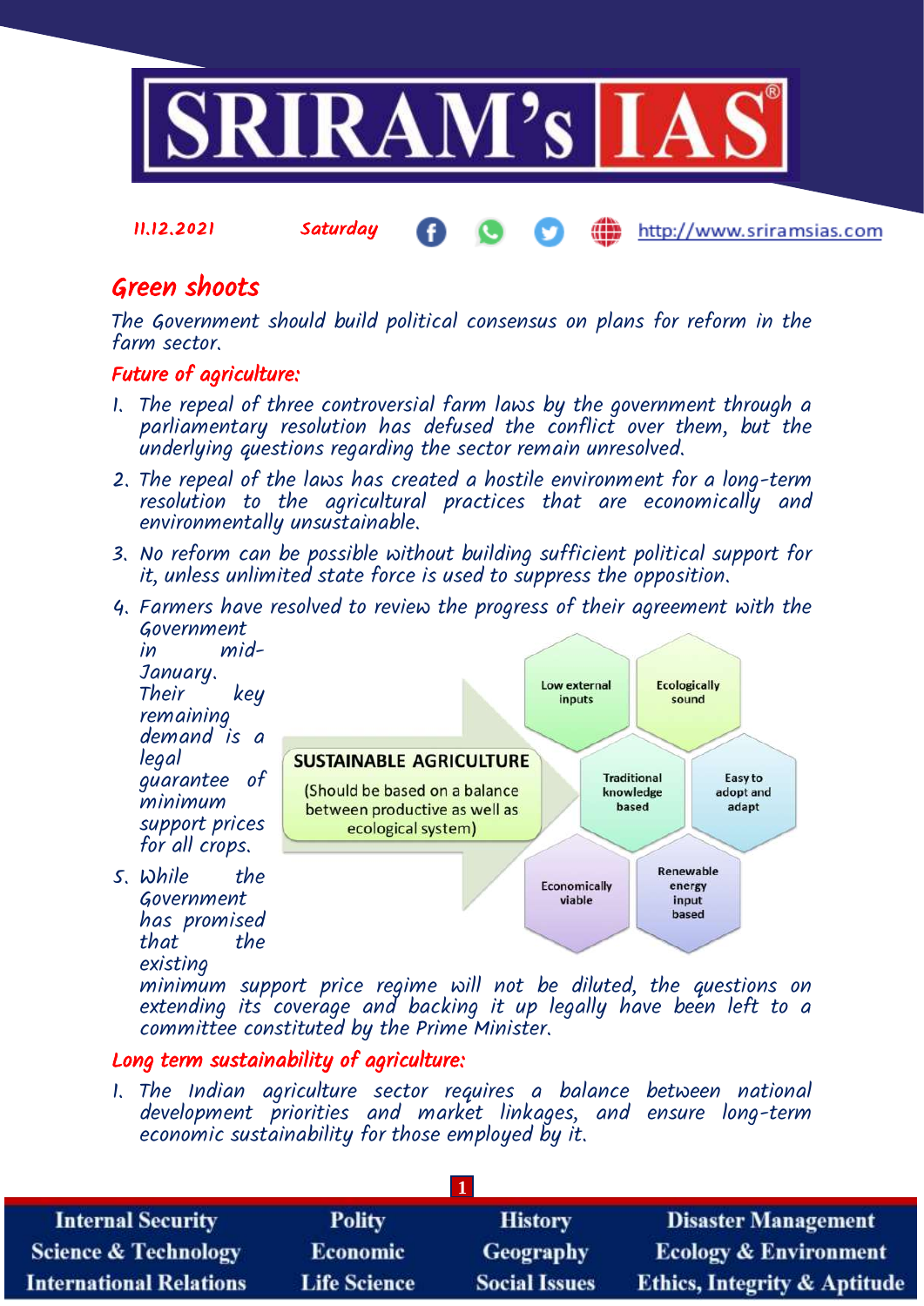11.12.2021 Saturday http://www.sriramsias.com

# Green shoots

*The Government should build political consensus on plans for reform in the farm sector.*

## Future of agriculture:

1. The repeal of three controversial farm laws by the government through a parliamentary resolution has defused the conflict over them, but the underlying questions regarding the sector remain unresolved.
2. The repeal of the laws has created a hostile environment for a long-term resolution to the agricultural practices that are economically and environmentally unsustainable.
3. No reform can be possible without building sufficient political support for it, unless unlimited state force is used to suppress the opposition.
4. Farmers have resolved to review the progress of their agreement with the Government in mid-January. Their key remaining demand is a legal guarantee of minimum support prices for all crops.
5. While the Government has promised that the existing minimum support price regime will not be diluted, the questions on extending its coverage and backing it up legally have been left to a committee constituted by the Prime Minister.

**SUSTAINABLE AGRICULTURE**
(Should be based on a balance between productive as well as ecological system)

- Low external inputs
- Ecologically sound
- Traditional knowledge based
- Easy to adopt and adapt
- Economically viable
- Renewable energy input based

## Long term sustainability of agriculture:

1. The Indian agriculture sector requires a balance between national development priorities and market linkages, and ensure long-term economic sustainability for those employed by it.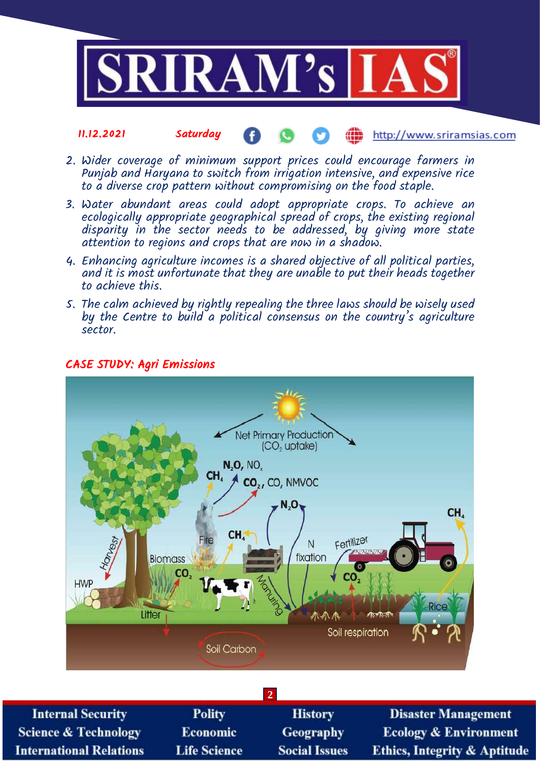2. Wider coverage of minimum support prices could encourage farmers in Punjab and Haryana to switch from irrigation intensive, and expensive rice to a diverse crop pattern without compromising on the food staple.
3. Water abundant areas could adopt appropriate crops. To achieve an ecologically appropriate geographical spread of crops, the existing regional disparity in the sector needs to be addressed, by giving more state attention to regions and crops that are now in a shadow.
4. Enhancing agriculture incomes is a shared objective of all political parties, and it is most unfortunate that they are unable to put their heads together to achieve this.
5. The calm achieved by rightly repealing the three laws should be wisely used by the Centre to build a political consensus on the country's agriculture sector.

## CASE STUDY: Agri Emissions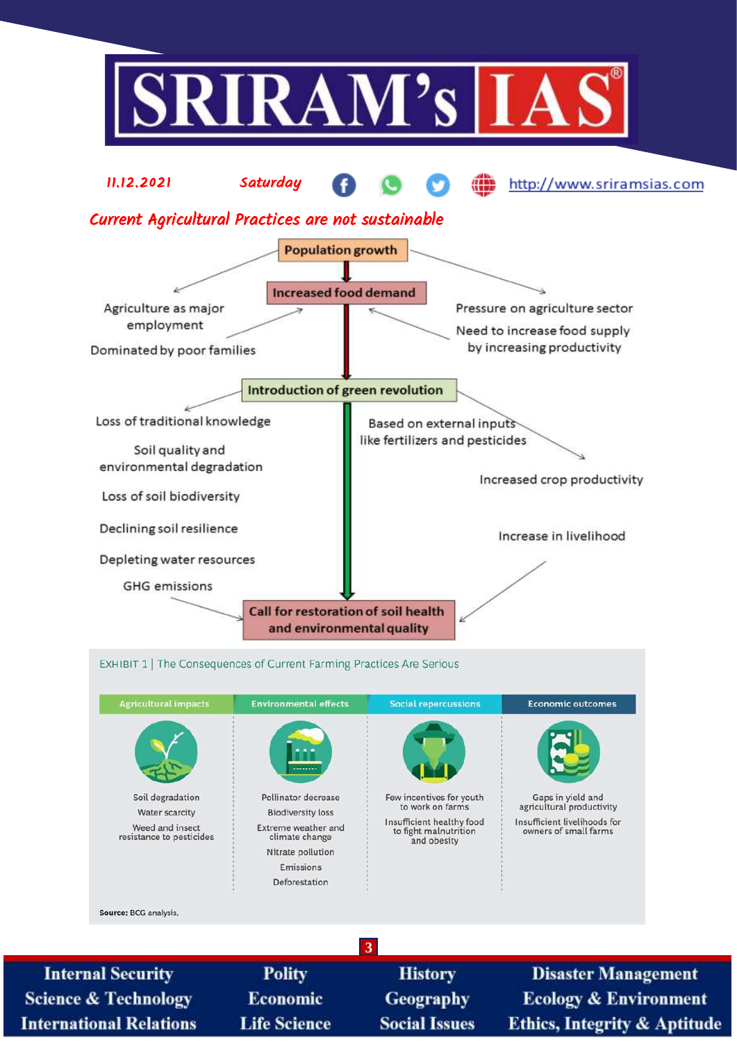## Current Agricultural Practices are not sustainable

Population growth

Increased food demand

Agriculture as major employment

Dominated by poor families

Pressure on agriculture sector

Need to increase food supply by increasing productivity

Introduction of green revolution

Loss of traditional knowledge

Soil quality and environmental degradation

Loss of soil biodiversity

Declining soil resilience

Depleting water resources

GHG emissions

Based on external inputs like fertilizers and pesticides

Increased crop productivity

Increase in livelihood

Call for restoration of soil health and environmental quality

EXHIBIT 1 | The Consequences of Current Farming Practices Are Serious

| Agricultural impacts | Environmental effects | Social repercussions | Economic outcomes |
|---|---|---|---|
| Soil degradation<br>Water scarcity<br>Weed and insect resistance to pesticides | Pollinator decrease<br>Biodiversity loss<br>Extreme weather and climate change<br>Nitrate pollution<br>Emissions<br>Deforestation | Few incentives for youth to work on farms<br>Insufficient healthy food to fight malnutrition and obesity | Gaps in yield and agricultural productivity<br>Insufficient livelihoods for owners of small farms |

**Source:** BCG analysis.